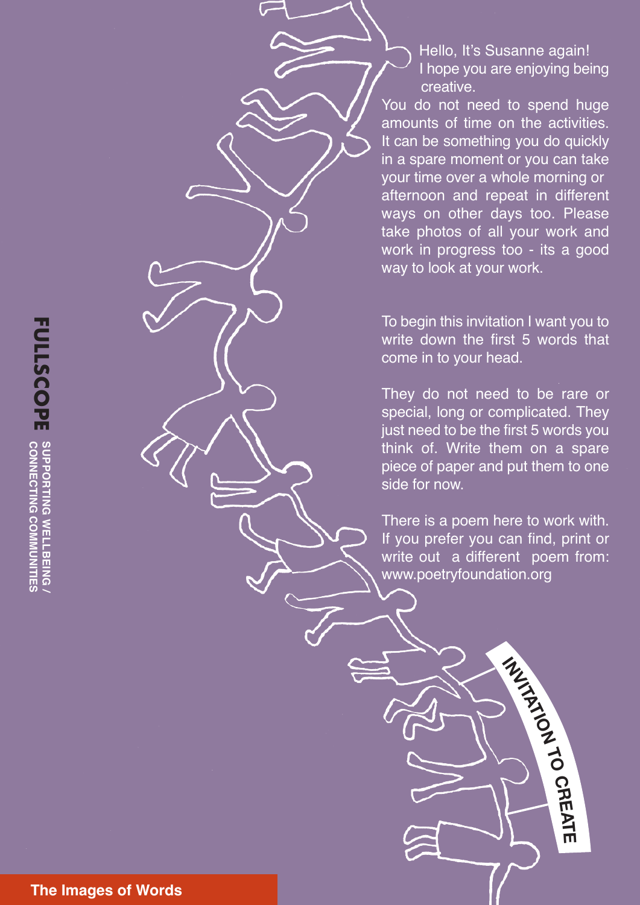# The Images of Words

**INVITATION TO CREATE**

**FULLSCOPE** SUPPORTING WELLBEING / CONNECTING COMMUNITIES

Hello, It's Susanne again!
I hope you are enjoying being creative.

You do not need to spend huge amounts of time on the activities. It can be something you do quickly in a spare moment or you can take your time over a whole morning or afternoon and repeat in different ways on other days too. Please take photos of all your work and work in progress too - its a good way to look at your work.

To begin this invitation I want you to write down the first 5 words that come in to your head.

They do not need to be rare or special, long or complicated. They just need to be the first 5 words you think of. Write them on a spare piece of paper and put them to one side for now.

There is a poem here to work with. If you prefer you can find, print or write out a different poem from: www.poetryfoundation.org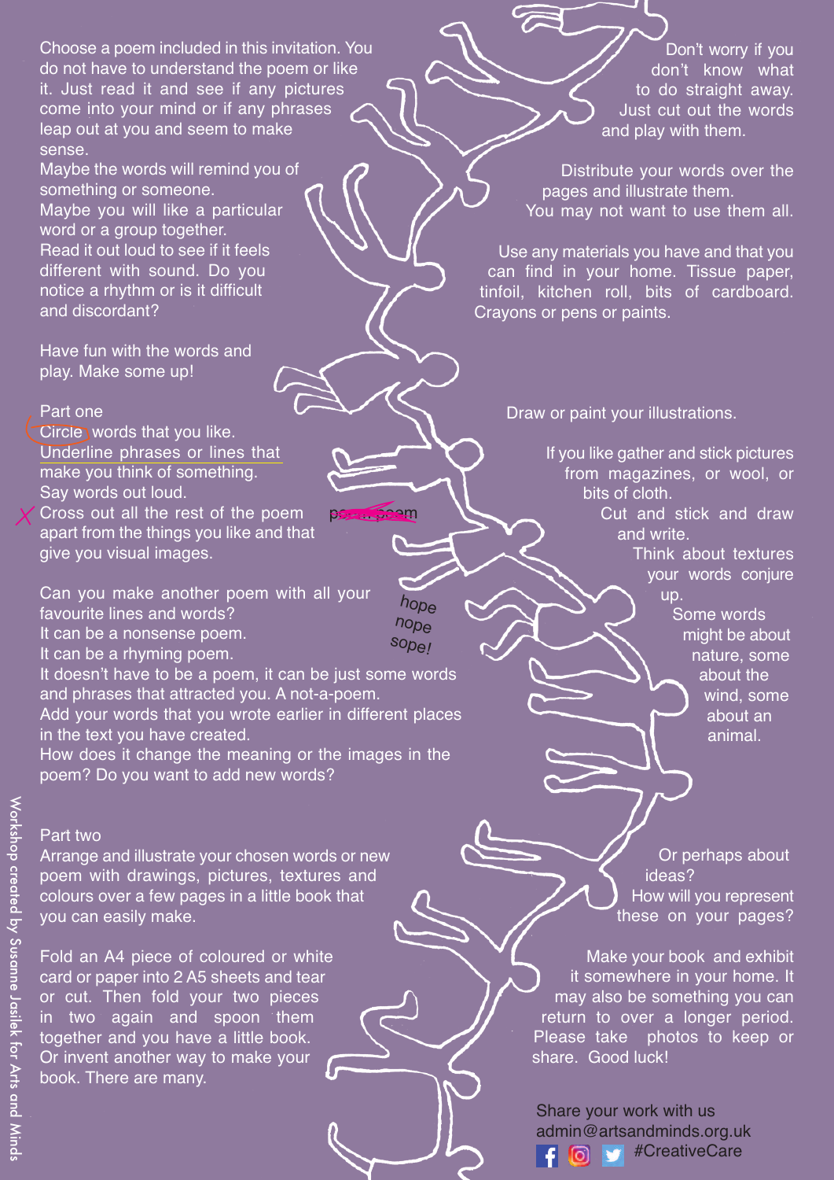Choose a poem included in this invitation. You do not have to understand the poem or like it. Just read it and see if any pictures come into your mind or if any phrases leap out at you and seem to make sense.
Maybe the words will remind you of something or someone.
Maybe you will like a particular word or a group together.
Read it out loud to see if it feels different with sound. Do you notice a rhythm or is it difficult and discordant?

Have fun with the words and play. Make some up!

## Part one

Circle words that you like.
Underline phrases or lines that make you think of something.
Say words out loud.
Cross out all the rest of the poem apart from the things you like and that give you visual images.

~~poem poem~~

Can you make another poem with all your favourite lines and words?
It can be a nonsense poem.
It can be a rhyming poem.
It doesn't have to be a poem, it can be just some words and phrases that attracted you. A not-a-poem.
Add your words that you wrote earlier in different places in the text you have created.
How does it change the meaning or the images in the poem? Do you want to add new words?

hope
nope
sope!

## Part two

Arrange and illustrate your chosen words or new poem with drawings, pictures, textures and colours over a few pages in a little book that you can easily make.

Fold an A4 piece of coloured or white card or paper into 2 A5 sheets and tear or cut. Then fold your two pieces in two again and spoon them together and you have a little book.
Or invent another way to make your book. There are many.

Don't worry if you don't know what to do straight away. Just cut out the words and play with them.

Distribute your words over the pages and illustrate them.
You may not want to use them all.

Use any materials you have and that you can find in your home. Tissue paper, tinfoil, kitchen roll, bits of cardboard. Crayons or pens or paints.

Draw or paint your illustrations.

If you like gather and stick pictures from magazines, or wool, or bits of cloth.
Cut and stick and draw and write.
Think about textures your words conjure up.
Some words might be about nature, some about the wind, some about an animal.

Or perhaps about ideas?
How will you represent these on your pages?

Make your book and exhibit it somewhere in your home. It may also be something you can return to over a longer period. Please take photos to keep or share. Good luck!

Share your work with us
admin@artsandminds.org.uk
#CreativeCare

Workshop created by Susanne Jasilek for Arts and Minds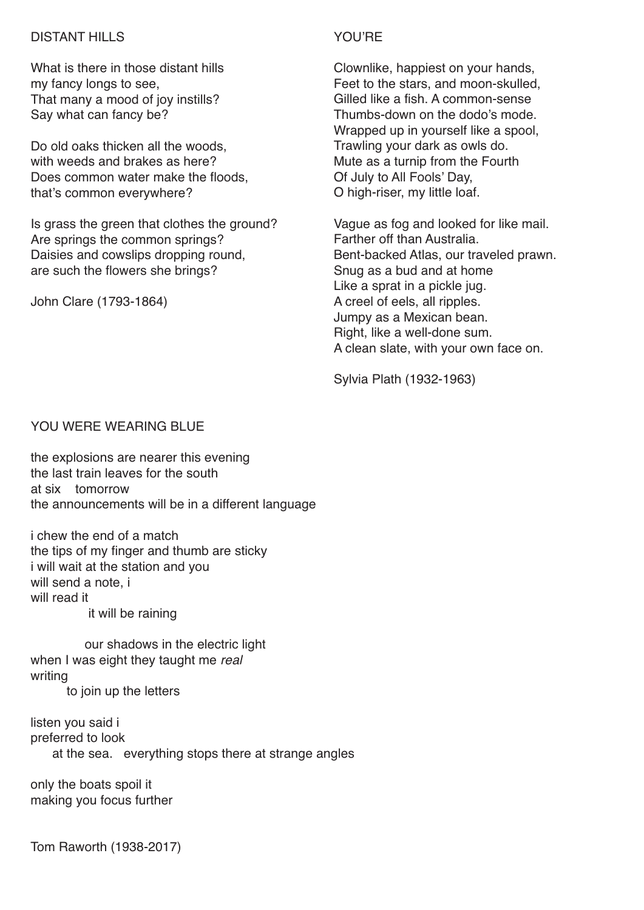## DISTANT HILLS

What is there in those distant hills
my fancy longs to see,
That many a mood of joy instills?
Say what can fancy be?

Do old oaks thicken all the woods,
with weeds and brakes as here?
Does common water make the floods,
that's common everywhere?

Is grass the green that clothes the ground?
Are springs the common springs?
Daisies and cowslips dropping round,
are such the flowers she brings?

John Clare (1793-1864)

## YOU'RE

Clownlike, happiest on your hands,
Feet to the stars, and moon-skulled,
Gilled like a fish. A common-sense
Thumbs-down on the dodo's mode.
Wrapped up in yourself like a spool,
Trawling your dark as owls do.
Mute as a turnip from the Fourth
Of July to All Fools' Day,
O high-riser, my little loaf.

Vague as fog and looked for like mail.
Farther off than Australia.
Bent-backed Atlas, our traveled prawn.
Snug as a bud and at home
Like a sprat in a pickle jug.
A creel of eels, all ripples.
Jumpy as a Mexican bean.
Right, like a well-done sum.
A clean slate, with your own face on.

Sylvia Plath (1932-1963)

## YOU WERE WEARING BLUE

the explosions are nearer this evening
the last train leaves for the south
at six    tomorrow
the announcements will be in a different language

i chew the end of a match
the tips of my finger and thumb are sticky
i will wait at the station and you
will send a note, i
will read it
            it will be raining

            our shadows in the electric light
when I was eight they taught me *real*
writing
        to join up the letters

listen you said i
preferred to look
    at the sea.   everything stops there at strange angles

only the boats spoil it
making you focus further

Tom Raworth (1938-2017)